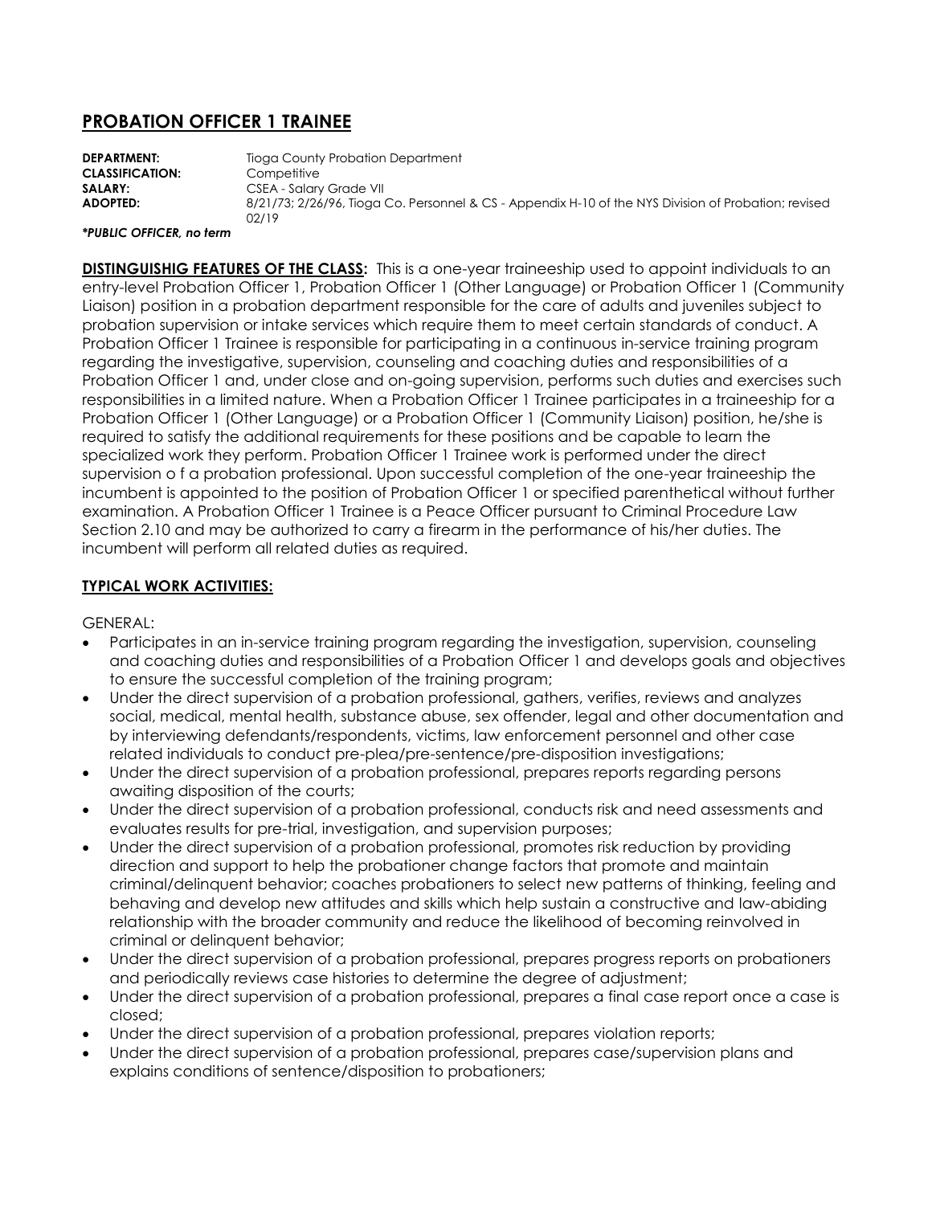# PROBATION OFFICER 1 TRAINEE

**DEPARTMENT:** Tioga County Probation Department
**CLASSIFICATION:** Competitive
**SALARY:** CSEA - Salary Grade VII
**ADOPTED:** 8/21/73; 2/26/96, Tioga Co. Personnel & CS - Appendix H-10 of the NYS Division of Probation; revised 02/19

***PUBLIC OFFICER, no term***

**DISTINGUISHIG FEATURES OF THE CLASS:** This is a one-year traineeship used to appoint individuals to an entry-level Probation Officer 1, Probation Officer 1 (Other Language) or Probation Officer 1 (Community Liaison) position in a probation department responsible for the care of adults and juveniles subject to probation supervision or intake services which require them to meet certain standards of conduct. A Probation Officer 1 Trainee is responsible for participating in a continuous in-service training program regarding the investigative, supervision, counseling and coaching duties and responsibilities of a Probation Officer 1 and, under close and on-going supervision, performs such duties and exercises such responsibilities in a limited nature. When a Probation Officer 1 Trainee participates in a traineeship for a Probation Officer 1 (Other Language) or a Probation Officer 1 (Community Liaison) position, he/she is required to satisfy the additional requirements for these positions and be capable to learn the specialized work they perform. Probation Officer 1 Trainee work is performed under the direct supervision o f a probation professional. Upon successful completion of the one-year traineeship the incumbent is appointed to the position of Probation Officer 1 or specified parenthetical without further examination. A Probation Officer 1 Trainee is a Peace Officer pursuant to Criminal Procedure Law Section 2.10 and may be authorized to carry a firearm in the performance of his/her duties. The incumbent will perform all related duties as required.

## TYPICAL WORK ACTIVITIES:

GENERAL:

- Participates in an in-service training program regarding the investigation, supervision, counseling and coaching duties and responsibilities of a Probation Officer 1 and develops goals and objectives to ensure the successful completion of the training program;
- Under the direct supervision of a probation professional, gathers, verifies, reviews and analyzes social, medical, mental health, substance abuse, sex offender, legal and other documentation and by interviewing defendants/respondents, victims, law enforcement personnel and other case related individuals to conduct pre-plea/pre-sentence/pre-disposition investigations;
- Under the direct supervision of a probation professional, prepares reports regarding persons awaiting disposition of the courts;
- Under the direct supervision of a probation professional, conducts risk and need assessments and evaluates results for pre-trial, investigation, and supervision purposes;
- Under the direct supervision of a probation professional, promotes risk reduction by providing direction and support to help the probationer change factors that promote and maintain criminal/delinquent behavior; coaches probationers to select new patterns of thinking, feeling and behaving and develop new attitudes and skills which help sustain a constructive and law-abiding relationship with the broader community and reduce the likelihood of becoming reinvolved in criminal or delinquent behavior;
- Under the direct supervision of a probation professional, prepares progress reports on probationers and periodically reviews case histories to determine the degree of adjustment;
- Under the direct supervision of a probation professional, prepares a final case report once a case is closed;
- Under the direct supervision of a probation professional, prepares violation reports;
- Under the direct supervision of a probation professional, prepares case/supervision plans and explains conditions of sentence/disposition to probationers;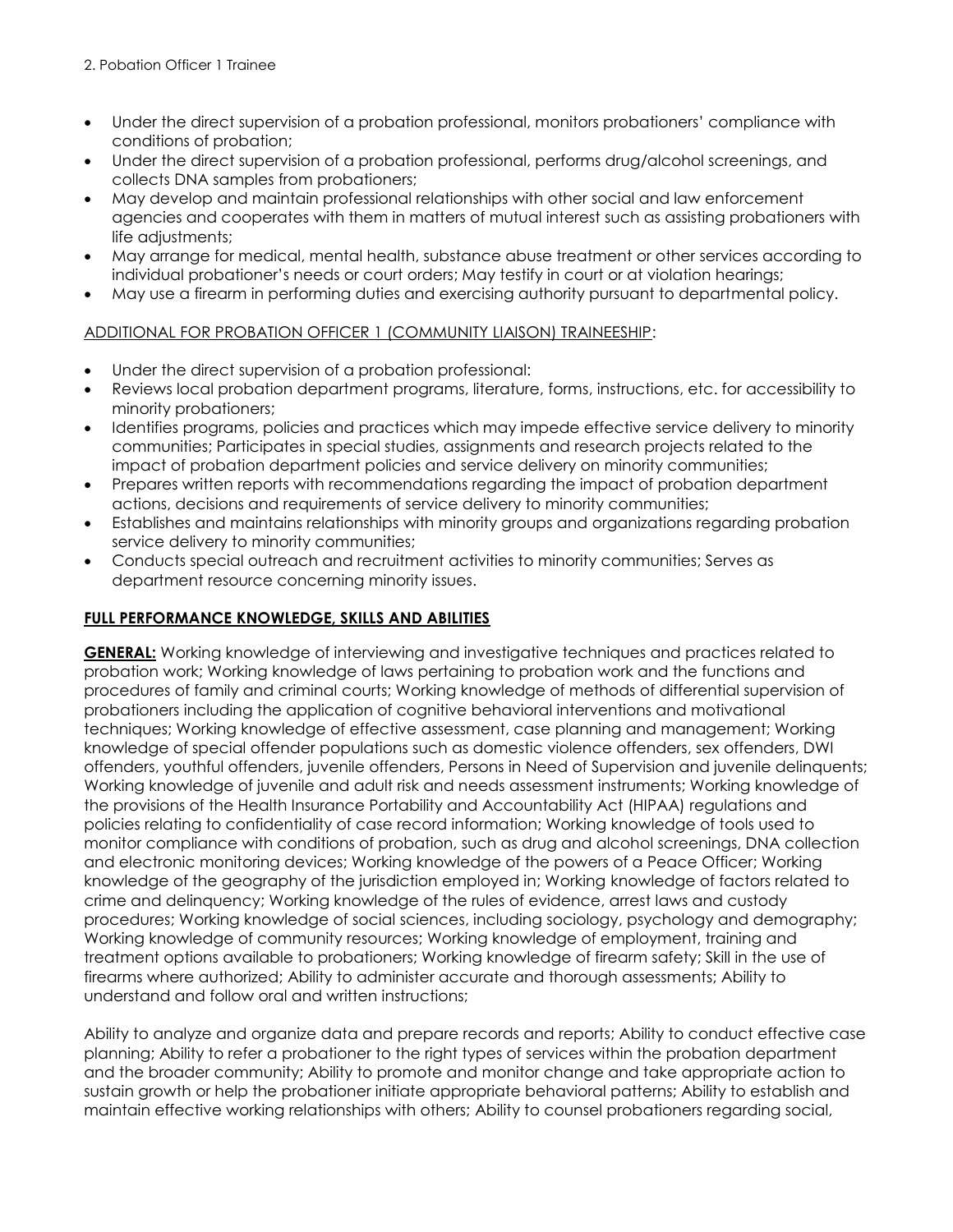2. Pobation Officer 1 Trainee

- Under the direct supervision of a probation professional, monitors probationers' compliance with conditions of probation;
- Under the direct supervision of a probation professional, performs drug/alcohol screenings, and collects DNA samples from probationers;
- May develop and maintain professional relationships with other social and law enforcement agencies and cooperates with them in matters of mutual interest such as assisting probationers with life adjustments;
- May arrange for medical, mental health, substance abuse treatment or other services according to individual probationer's needs or court orders; May testify in court or at violation hearings;
- May use a firearm in performing duties and exercising authority pursuant to departmental policy.

ADDITIONAL FOR PROBATION OFFICER 1 (COMMUNITY LIAISON) TRAINEESHIP:

- Under the direct supervision of a probation professional:
- Reviews local probation department programs, literature, forms, instructions, etc. for accessibility to minority probationers;
- Identifies programs, policies and practices which may impede effective service delivery to minority communities; Participates in special studies, assignments and research projects related to the impact of probation department policies and service delivery on minority communities;
- Prepares written reports with recommendations regarding the impact of probation department actions, decisions and requirements of service delivery to minority communities;
- Establishes and maintains relationships with minority groups and organizations regarding probation service delivery to minority communities;
- Conducts special outreach and recruitment activities to minority communities; Serves as department resource concerning minority issues.

## FULL PERFORMANCE KNOWLEDGE, SKILLS AND ABILITIES

**GENERAL:** Working knowledge of interviewing and investigative techniques and practices related to probation work; Working knowledge of laws pertaining to probation work and the functions and procedures of family and criminal courts; Working knowledge of methods of differential supervision of probationers including the application of cognitive behavioral interventions and motivational techniques; Working knowledge of effective assessment, case planning and management; Working knowledge of special offender populations such as domestic violence offenders, sex offenders, DWI offenders, youthful offenders, juvenile offenders, Persons in Need of Supervision and juvenile delinquents; Working knowledge of juvenile and adult risk and needs assessment instruments; Working knowledge of the provisions of the Health Insurance Portability and Accountability Act (HIPAA) regulations and policies relating to confidentiality of case record information; Working knowledge of tools used to monitor compliance with conditions of probation, such as drug and alcohol screenings, DNA collection and electronic monitoring devices; Working knowledge of the powers of a Peace Officer; Working knowledge of the geography of the jurisdiction employed in; Working knowledge of factors related to crime and delinquency; Working knowledge of the rules of evidence, arrest laws and custody procedures; Working knowledge of social sciences, including sociology, psychology and demography; Working knowledge of community resources; Working knowledge of employment, training and treatment options available to probationers; Working knowledge of firearm safety; Skill in the use of firearms where authorized; Ability to administer accurate and thorough assessments; Ability to understand and follow oral and written instructions;

Ability to analyze and organize data and prepare records and reports; Ability to conduct effective case planning; Ability to refer a probationer to the right types of services within the probation department and the broader community; Ability to promote and monitor change and take appropriate action to sustain growth or help the probationer initiate appropriate behavioral patterns; Ability to establish and maintain effective working relationships with others; Ability to counsel probationers regarding social,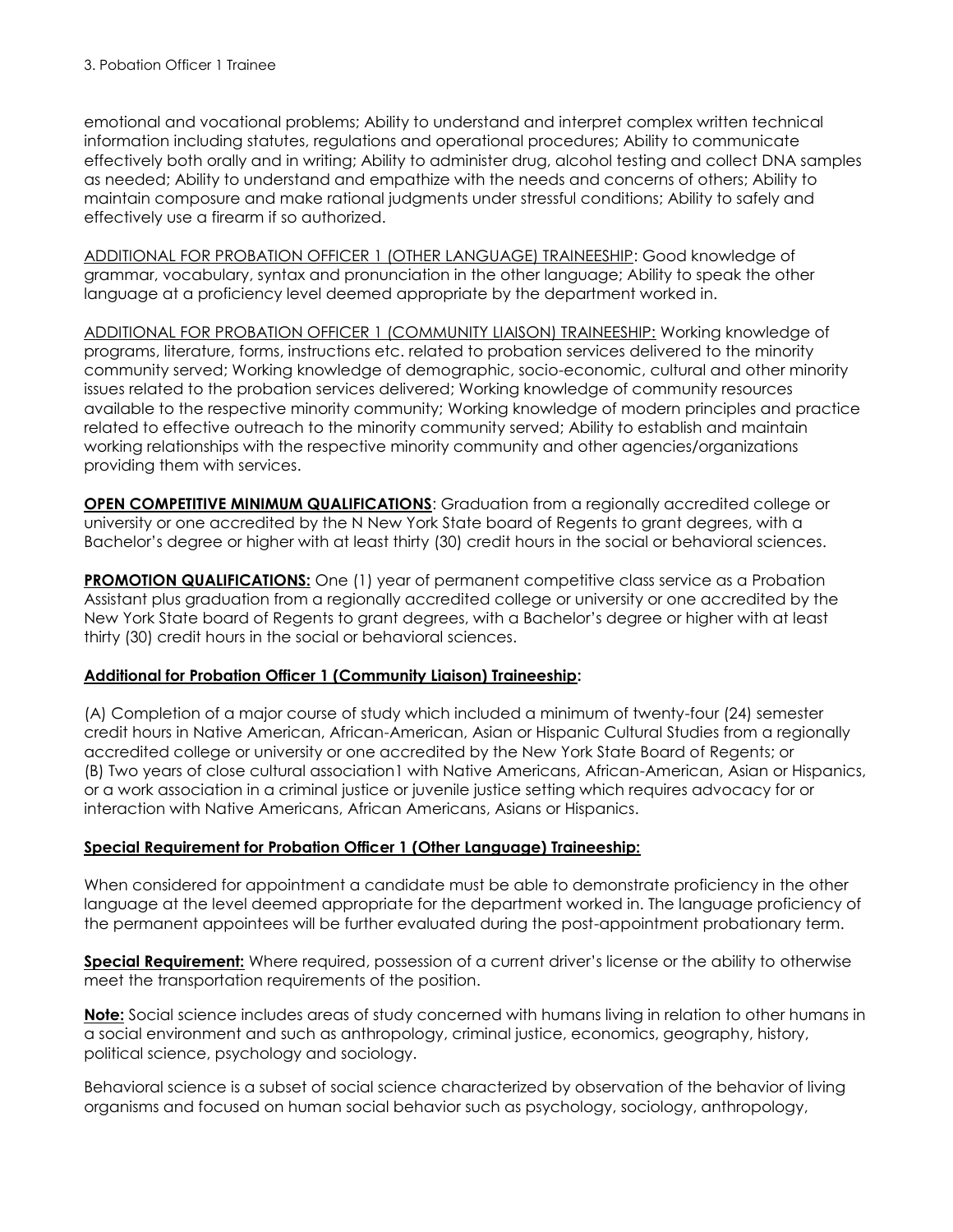emotional and vocational problems; Ability to understand and interpret complex written technical information including statutes, regulations and operational procedures; Ability to communicate effectively both orally and in writing; Ability to administer drug, alcohol testing and collect DNA samples as needed; Ability to understand and empathize with the needs and concerns of others; Ability to maintain composure and make rational judgments under stressful conditions; Ability to safely and effectively use a firearm if so authorized.

ADDITIONAL FOR PROBATION OFFICER 1 (OTHER LANGUAGE) TRAINEESHIP: Good knowledge of grammar, vocabulary, syntax and pronunciation in the other language; Ability to speak the other language at a proficiency level deemed appropriate by the department worked in.

ADDITIONAL FOR PROBATION OFFICER 1 (COMMUNITY LIAISON) TRAINEESHIP: Working knowledge of programs, literature, forms, instructions etc. related to probation services delivered to the minority community served; Working knowledge of demographic, socio-economic, cultural and other minority issues related to the probation services delivered; Working knowledge of community resources available to the respective minority community; Working knowledge of modern principles and practice related to effective outreach to the minority community served; Ability to establish and maintain working relationships with the respective minority community and other agencies/organizations providing them with services.

**OPEN COMPETITIVE MINIMUM QUALIFICATIONS**: Graduation from a regionally accredited college or university or one accredited by the N New York State board of Regents to grant degrees, with a Bachelor's degree or higher with at least thirty (30) credit hours in the social or behavioral sciences.

**PROMOTION QUALIFICATIONS:** One (1) year of permanent competitive class service as a Probation Assistant plus graduation from a regionally accredited college or university or one accredited by the New York State board of Regents to grant degrees, with a Bachelor's degree or higher with at least thirty (30) credit hours in the social or behavioral sciences.

**Additional for Probation Officer 1 (Community Liaison) Traineeship:**

(A) Completion of a major course of study which included a minimum of twenty-four (24) semester credit hours in Native American, African-American, Asian or Hispanic Cultural Studies from a regionally accredited college or university or one accredited by the New York State Board of Regents; or
(B) Two years of close cultural association1 with Native Americans, African-American, Asian or Hispanics, or a work association in a criminal justice or juvenile justice setting which requires advocacy for or interaction with Native Americans, African Americans, Asians or Hispanics.

**Special Requirement for Probation Officer 1 (Other Language) Traineeship:**

When considered for appointment a candidate must be able to demonstrate proficiency in the other language at the level deemed appropriate for the department worked in. The language proficiency of the permanent appointees will be further evaluated during the post-appointment probationary term.

**Special Requirement:** Where required, possession of a current driver's license or the ability to otherwise meet the transportation requirements of the position.

**Note:** Social science includes areas of study concerned with humans living in relation to other humans in a social environment and such as anthropology, criminal justice, economics, geography, history, political science, psychology and sociology.

Behavioral science is a subset of social science characterized by observation of the behavior of living organisms and focused on human social behavior such as psychology, sociology, anthropology,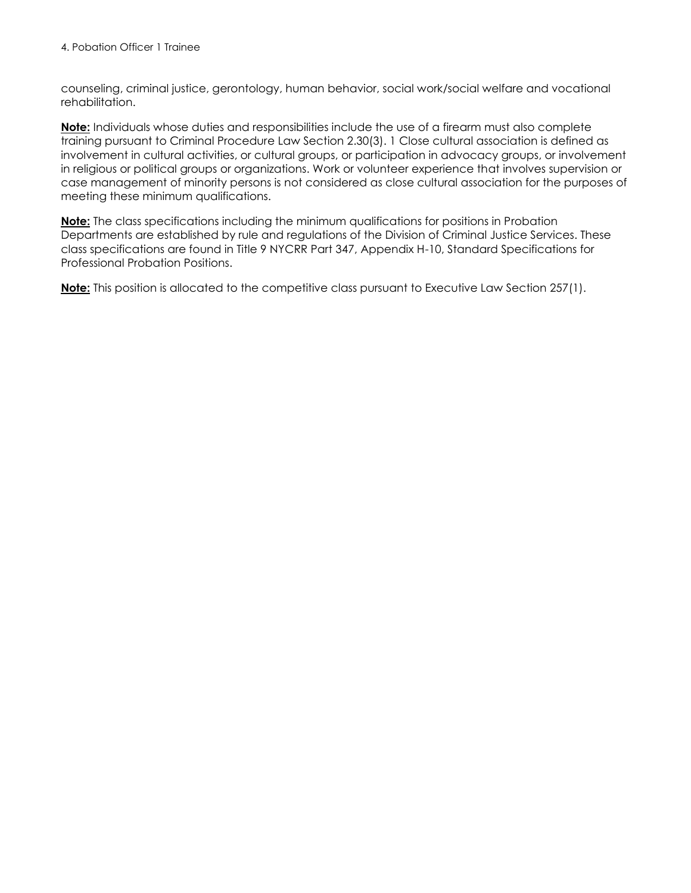counseling, criminal justice, gerontology, human behavior, social work/social welfare and vocational rehabilitation.

**Note:** Individuals whose duties and responsibilities include the use of a firearm must also complete training pursuant to Criminal Procedure Law Section 2.30(3). 1 Close cultural association is defined as involvement in cultural activities, or cultural groups, or participation in advocacy groups, or involvement in religious or political groups or organizations. Work or volunteer experience that involves supervision or case management of minority persons is not considered as close cultural association for the purposes of meeting these minimum qualifications.

**Note:** The class specifications including the minimum qualifications for positions in Probation Departments are established by rule and regulations of the Division of Criminal Justice Services. These class specifications are found in Title 9 NYCRR Part 347, Appendix H-10, Standard Specifications for Professional Probation Positions.

**Note:** This position is allocated to the competitive class pursuant to Executive Law Section 257(1).